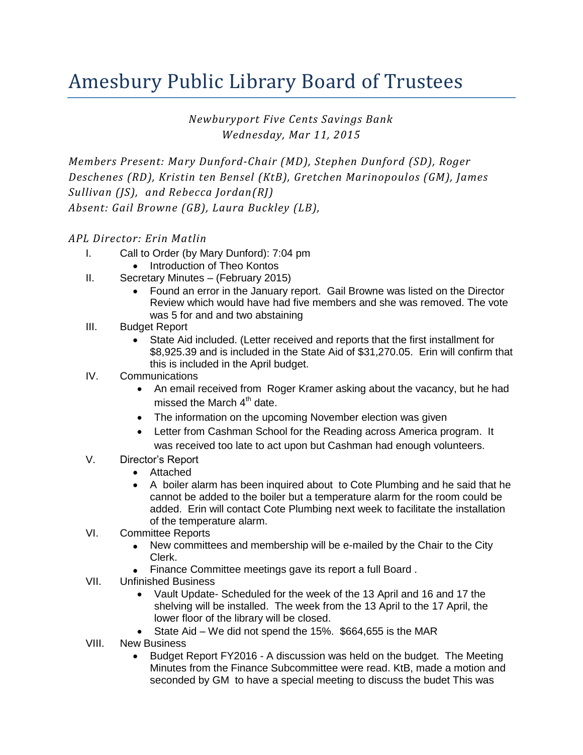# Amesbury Public Library Board of Trustees

*Newburyport Five Cents Savings Bank*
*Wednesday, Mar 11, 2015*

*Members Present: Mary Dunford-Chair (MD), Stephen Dunford (SD), Roger Deschenes (RD), Kristin ten Bensel (KtB), Gretchen Marinopoulos (GM), James Sullivan (JS), and Rebecca Jordan(RJ)*
*Absent: Gail Browne (GB), Laura Buckley (LB),*

*APL Director: Erin Matlin*

I. Call to Order (by Mary Dunford): 7:04 pm
   - Introduction of Theo Kontos

II. Secretary Minutes – (February 2015)
   - Found an error in the January report. Gail Browne was listed on the Director Review which would have had five members and she was removed. The vote was 5 for and and two abstaining

III. Budget Report
   - State Aid included. (Letter received and reports that the first installment for $8,925.39 and is included in the State Aid of $31,270.05. Erin will confirm that this is included in the April budget.

IV. Communications
   - An email received from Roger Kramer asking about the vacancy, but he had missed the March 4th date.
   - The information on the upcoming November election was given
   - Letter from Cashman School for the Reading across America program. It was received too late to act upon but Cashman had enough volunteers.

V. Director's Report
   - Attached
   - A boiler alarm has been inquired about to Cote Plumbing and he said that he cannot be added to the boiler but a temperature alarm for the room could be added. Erin will contact Cote Plumbing next week to facilitate the installation of the temperature alarm.

VI. Committee Reports
   - New committees and membership will be e-mailed by the Chair to the City Clerk.
   - Finance Committee meetings gave its report a full Board .

VII. Unfinished Business
   - Vault Update- Scheduled for the week of the 13 April and 16 and 17 the shelving will be installed. The week from the 13 April to the 17 April, the lower floor of the library will be closed.
   - State Aid – We did not spend the 15%. $664,655 is the MAR

VIII. New Business
   - Budget Report FY2016 - A discussion was held on the budget. The Meeting Minutes from the Finance Subcommittee were read. KtB, made a motion and seconded by GM to have a special meeting to discuss the budet This was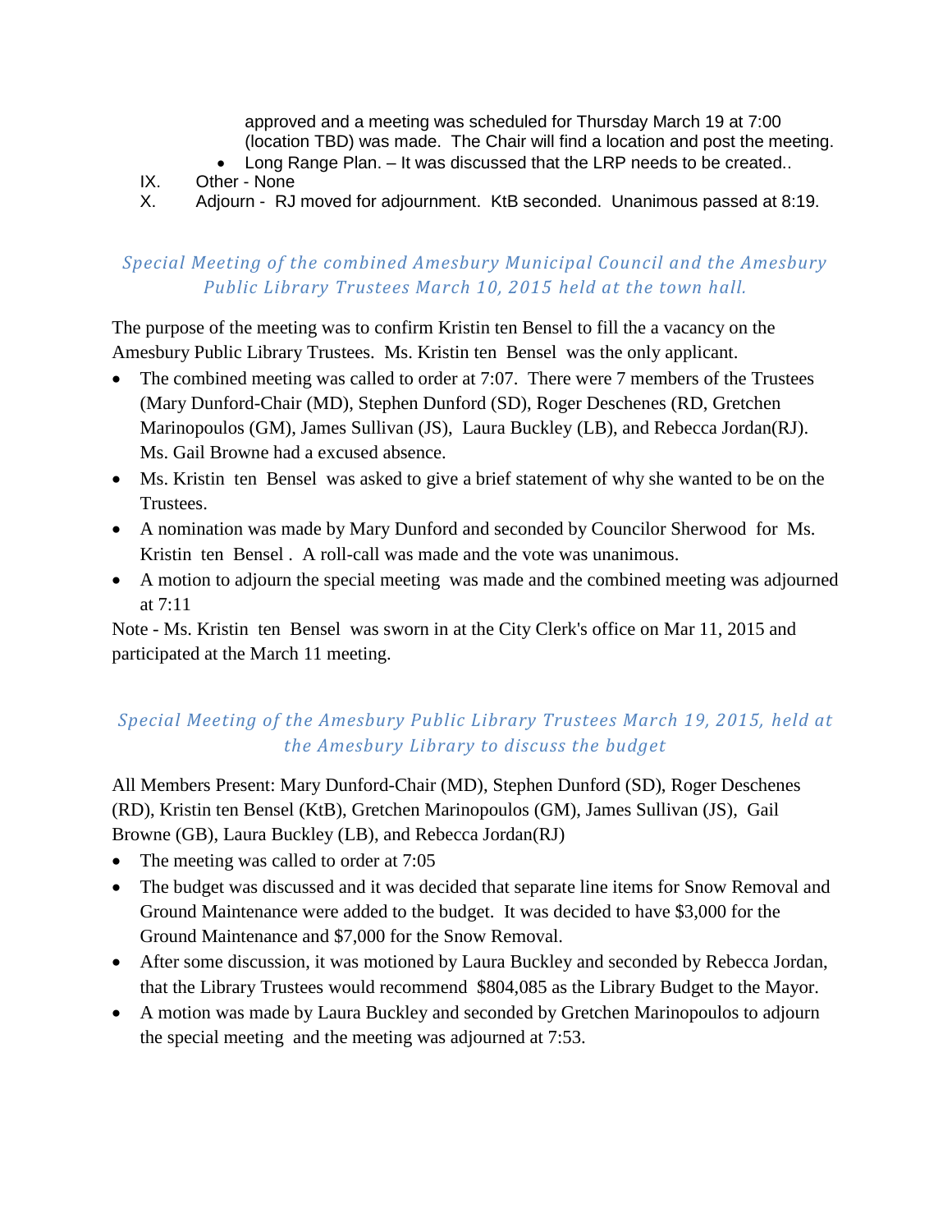approved and a meeting was scheduled for Thursday March 19 at 7:00 (location TBD) was made. The Chair will find a location and post the meeting.

- Long Range Plan. – It was discussed that the LRP needs to be created..

IX. Other - None

X. Adjourn - RJ moved for adjournment. KtB seconded. Unanimous passed at 8:19.

*Special Meeting of the combined Amesbury Municipal Council and the Amesbury Public Library Trustees March 10, 2015 held at the town hall.*

The purpose of the meeting was to confirm Kristin ten Bensel to fill the a vacancy on the Amesbury Public Library Trustees. Ms. Kristin ten Bensel was the only applicant.

- The combined meeting was called to order at 7:07. There were 7 members of the Trustees (Mary Dunford-Chair (MD), Stephen Dunford (SD), Roger Deschenes (RD, Gretchen Marinopoulos (GM), James Sullivan (JS), Laura Buckley (LB), and Rebecca Jordan(RJ). Ms. Gail Browne had a excused absence.
- Ms. Kristin ten Bensel was asked to give a brief statement of why she wanted to be on the Trustees.
- A nomination was made by Mary Dunford and seconded by Councilor Sherwood for Ms. Kristin ten Bensel . A roll-call was made and the vote was unanimous.
- A motion to adjourn the special meeting was made and the combined meeting was adjourned at 7:11

Note - Ms. Kristin ten Bensel was sworn in at the City Clerk's office on Mar 11, 2015 and participated at the March 11 meeting.

*Special Meeting of the Amesbury Public Library Trustees March 19, 2015, held at the Amesbury Library to discuss the budget*

All Members Present: Mary Dunford-Chair (MD), Stephen Dunford (SD), Roger Deschenes (RD), Kristin ten Bensel (KtB), Gretchen Marinopoulos (GM), James Sullivan (JS), Gail Browne (GB), Laura Buckley (LB), and Rebecca Jordan(RJ)

- The meeting was called to order at 7:05
- The budget was discussed and it was decided that separate line items for Snow Removal and Ground Maintenance were added to the budget. It was decided to have $3,000 for the Ground Maintenance and $7,000 for the Snow Removal.
- After some discussion, it was motioned by Laura Buckley and seconded by Rebecca Jordan, that the Library Trustees would recommend $804,085 as the Library Budget to the Mayor.
- A motion was made by Laura Buckley and seconded by Gretchen Marinopoulos to adjourn the special meeting and the meeting was adjourned at 7:53.